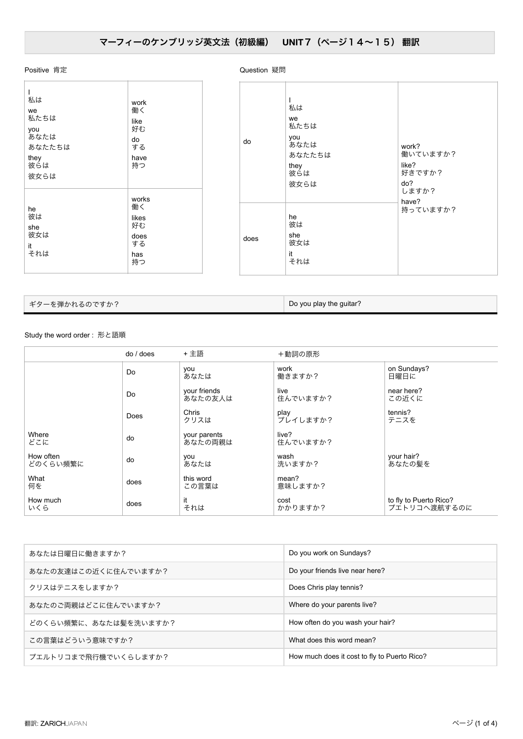# マーフィーのケンブリッジ英文法（初級編）　UNIT７（ページ１４〜１５） 翻訳

Positive 肯定

| | |
|---|---|
| I 私は<br>we 私たちは<br>you あなたは あなたたちは<br>they 彼らは 彼女らは | work 働く<br>like 好む<br>do する<br>have 持つ |
| he 彼は<br>she 彼女は<br>it それは | works 働く<br>likes 好む<br>does する<br>has 持つ |

Question 疑問

| | | |
|---|---|---|
| do | I 私は<br>we 私たちは<br>you あなたは あなたたちは<br>they 彼らは 彼女らは | work? 働いていますか？<br>like? 好きですか？<br>do? しますか？<br>have? 持っていますか？ |
| does | he 彼は<br>she 彼女は<br>it それは | |

| | |
|---|---|
| ギターを弾かれるのですか？ | Do you play the guitar? |

Study the word order : 形と語順

| | do / does | + 主語 | ＋動詞の原形 | |
|---|---|---|---|---|
| | Do | you あなたは | work 働きますか？ | on Sundays? 日曜日に |
| | Do | your friends あなたの友人は | live 住んでいますか？ | near here? この近くに |
| | Does | Chris クリスは | play プレイしますか？ | tennis? テニスを |
| Where どこに | do | your parents あなたの両親は | live? 住んでいますか？ | |
| How often どのくらい頻繁に | do | you あなたは | wash 洗いますか？ | your hair? あなたの髪を |
| What 何を | does | this word この言葉は | mean? 意味しますか？ | |
| How much いくら | does | it それは | cost かかりますか？ | to fly to Puerto Rico? プエトリコへ渡航するのに |

| | |
|---|---|
| あなたは日曜日に働きますか？ | Do you work on Sundays? |
| あなたの友達はこの近くに住んでいますか？ | Do your friends live near here? |
| クリスはテニスをしますか？ | Does Chris play tennis? |
| あなたのご両親はどこに住んでいますか？ | Where do your parents live? |
| どのくらい頻繁に、あなたは髪を洗いますか？ | How often do you wash your hair? |
| この言葉はどういう意味ですか？ | What does this word mean? |
| プエルトリコまで飛行機でいくらしますか？ | How much does it cost to fly to Puerto Rico? |

翻訳: ZARICHJAPAN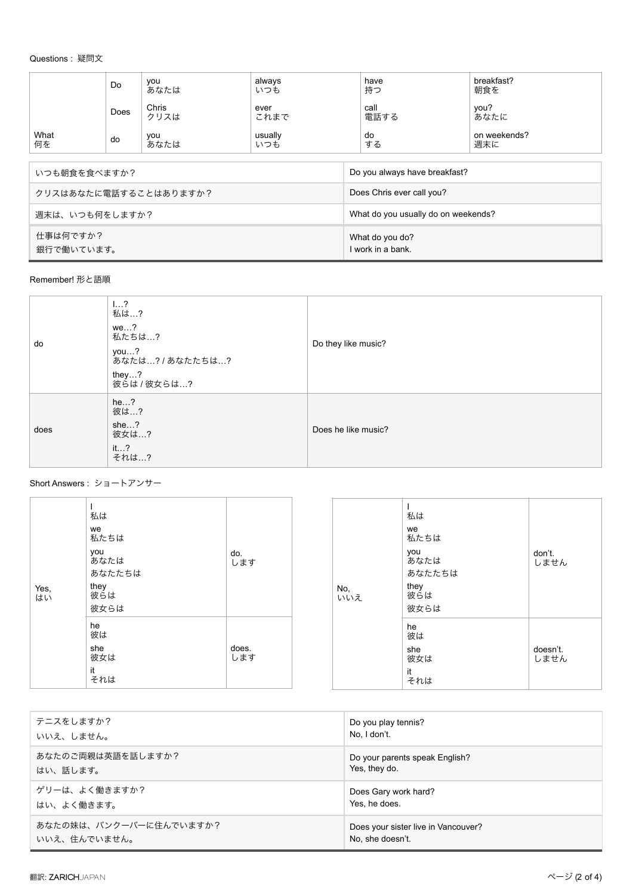Questions : 疑問文

| | | | | | |
|---|---|---|---|---|---|
| | Do | you<br>あなたは | always<br>いつも | have<br>持つ | breakfast?<br>朝食を |
| | Does | Chris<br>クリスは | ever<br>これまで | call<br>電話する | you?<br>あなたに |
| What<br>何を | do | you<br>あなたは | usually<br>いつも | do<br>する | on weekends?<br>週末に |

| | |
|---|---|
| いつも朝食を食べますか？ | Do you always have breakfast? |
| クリスはあなたに電話することはありますか？ | Does Chris ever call you? |
| 週末は、いつも何をしますか？ | What do you usually do on weekends? |
| 仕事は何ですか？<br>銀行で働いています。 | What do you do?<br>I work in a bank. |

Remember! 形と語順

| | | |
|---|---|---|
| do | I…?<br>私は…?<br>we…?<br>私たちは…?<br>you…?<br>あなたは…? / あなたたちは…?<br>they…?<br>彼らは / 彼女らは…? | Do they like music? |
| does | he…?<br>彼は…?<br>she…?<br>彼女は…?<br>it…?<br>それは…? | Does he like music? |

Short Answers : ショートアンサー

| | | |
|---|---|---|
| Yes,<br>はい | I<br>私は<br>we<br>私たちは<br>you<br>あなたは<br>あなたたちは<br>they<br>彼らは<br>彼女らは | do.<br>します |
| | he<br>彼は<br>she<br>彼女は<br>it<br>それは | does.<br>します |

| | | |
|---|---|---|
| No,<br>いいえ | I<br>私は<br>we<br>私たちは<br>you<br>あなたは<br>あなたたちは<br>they<br>彼らは<br>彼女らは | don't.<br>しません |
| | he<br>彼は<br>she<br>彼女は<br>it<br>それは | doesn't.<br>しません |

| | |
|---|---|
| テニスをしますか？<br>いいえ、しません。 | Do you play tennis?<br>No, I don't. |
| あなたのご両親は英語を話しますか？<br>はい、話します。 | Do your parents speak English?<br>Yes, they do. |
| ゲリーは、よく働きますか？<br>はい、よく働きます。 | Does Gary work hard?<br>Yes, he does. |
| あなたの妹は、バンクーバーに住んでいますか？<br>いいえ、住んでいません。 | Does your sister live in Vancouver?<br>No, she doesn't. |

翻訳: ZARICHJAPAN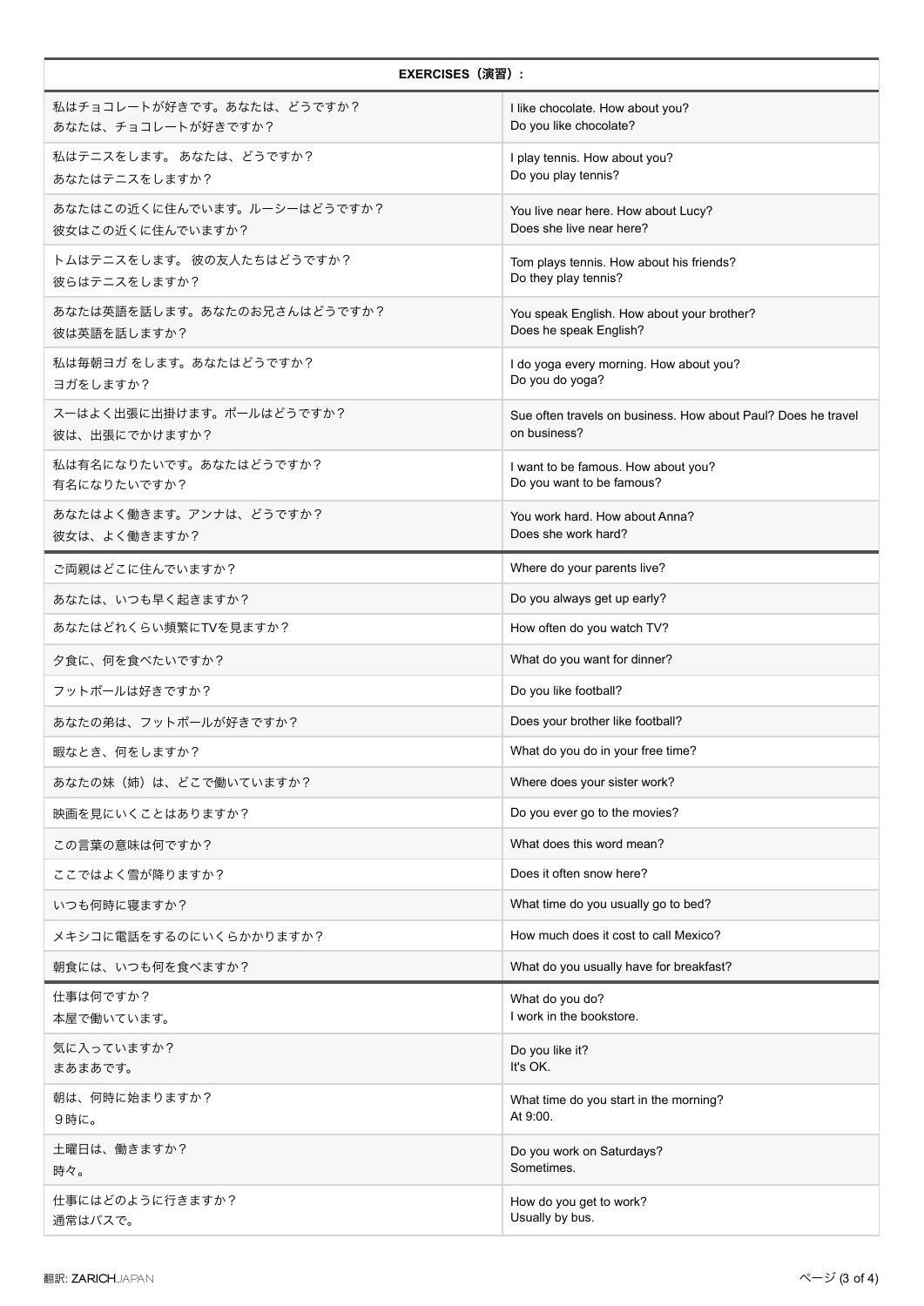| EXERCISES（演習）: | |
|---|---|
| 私はチョコレートが好きです。あなたは、どうですか？<br>あなたは、チョコレートが好きですか？ | I like chocolate. How about you?<br>Do you like chocolate? |
| 私はテニスをします。 あなたは、どうですか？<br>あなたはテニスをしますか？ | I play tennis. How about you?<br>Do you play tennis? |
| あなたはこの近くに住んでいます。ルーシーはどうですか？<br>彼女はこの近くに住んでいますか？ | You live near here. How about Lucy?<br>Does she live near here? |
| トムはテニスをします。 彼の友人たちはどうですか？<br>彼らはテニスをしますか？ | Tom plays tennis. How about his friends?<br>Do they play tennis? |
| あなたは英語を話します。あなたのお兄さんはどうですか？<br>彼は英語を話しますか？ | You speak English. How about your brother?<br>Does he speak English? |
| 私は毎朝ヨガ をします。あなたはどうですか？<br>ヨガをしますか？ | I do yoga every morning. How about you?<br>Do you do yoga? |
| スーはよく出張に出掛けます。ポールはどうですか？<br>彼は、出張にでかけますか？ | Sue often travels on business. How about Paul? Does he travel on business? |
| 私は有名になりたいです。あなたはどうですか？<br>有名になりたいですか？ | I want to be famous. How about you?<br>Do you want to be famous? |
| あなたはよく働きます。アンナは、どうですか？<br>彼女は、よく働きますか？ | You work hard. How about Anna?<br>Does she work hard? |
| ご両親はどこに住んでいますか？ | Where do your parents live? |
| あなたは、いつも早く起きますか？ | Do you always get up early? |
| あなたはどれくらい頻繁にTVを見ますか？ | How often do you watch TV? |
| 夕食に、何を食べたいですか？ | What do you want for dinner? |
| フットボールは好きですか？ | Do you like football? |
| あなたの弟は、フットボールが好きですか？ | Does your brother like football? |
| 暇なとき、何をしますか？ | What do you do in your free time? |
| あなたの妹（姉）は、どこで働いていますか？ | Where does your sister work? |
| 映画を見にいくことはありますか？ | Do you ever go to the movies? |
| この言葉の意味は何ですか？ | What does this word mean? |
| ここではよく雪が降りますか？ | Does it often snow here? |
| いつも何時に寝ますか？ | What time do you usually go to bed? |
| メキシコに電話をするのにいくらかかりますか？ | How much does it cost to call Mexico? |
| 朝食には、いつも何を食べますか？ | What do you usually have for breakfast? |
| 仕事は何ですか？<br>本屋で働いています。 | What do you do?<br>I work in the bookstore. |
| 気に入っていますか？<br>まあまあです。 | Do you like it?<br>It's OK. |
| 朝は、何時に始まりますか？<br>９時に。 | What time do you start in the morning?<br>At 9:00. |
| 土曜日は、働きますか？<br>時々。 | Do you work on Saturdays?<br>Sometimes. |
| 仕事にはどのように行きますか？<br>通常はバスで。 | How do you get to work?<br>Usually by bus. |

翻訳: ZARICHJAPAN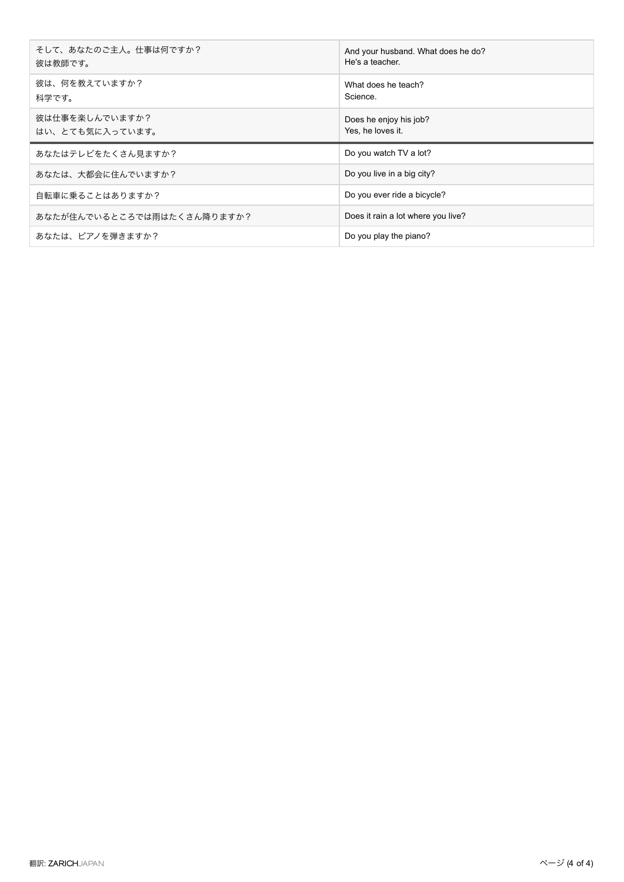| | |
|---|---|
| そして、あなたのご主人。仕事は何ですか？<br>彼は教師です。 | And your husband. What does he do?<br>He's a teacher. |
| 彼は、何を教えていますか？<br>科学です。 | What does he teach?<br>Science. |
| 彼は仕事を楽しんでいますか？<br>はい、とても気に入っています。 | Does he enjoy his job?<br>Yes, he loves it. |

| | |
|---|---|
| あなたはテレビをたくさん見ますか？ | Do you watch TV a lot? |
| あなたは、大都会に住んでいますか？ | Do you live in a big city? |
| 自転車に乗ることはありますか？ | Do you ever ride a bicycle? |
| あなたが住んでいるところでは雨はたくさん降りますか？ | Does it rain a lot where you live? |
| あなたは、ピアノを弾きますか？ | Do you play the piano? |

翻訳: ZARICHJAPAN